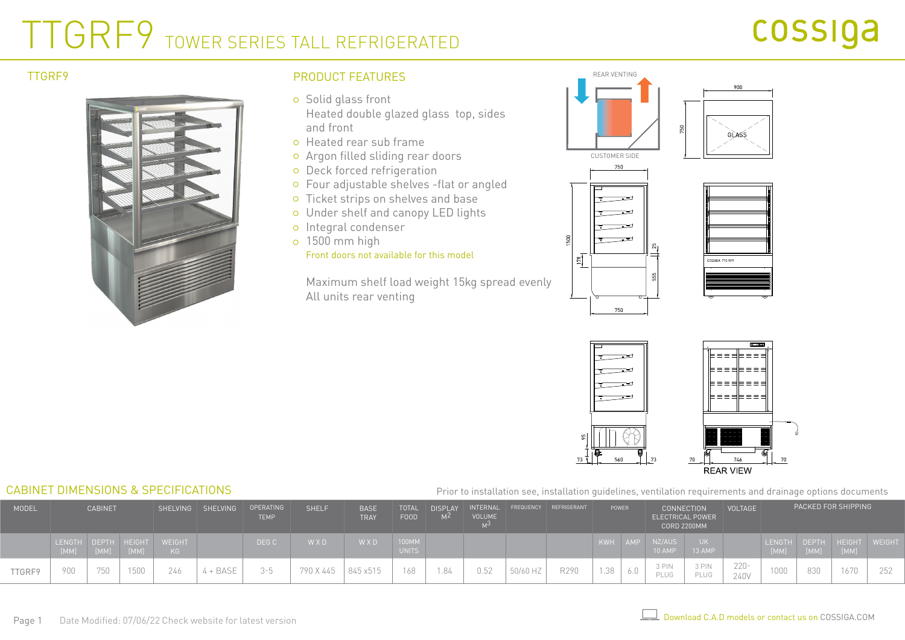# TTGRF9 TOWER SERIES TALL REFRIGERATED

cossiga

## TTGRF9

## PRODUCT FEATURES

- Solid glass front
  Heated double glazed glass top, sides and front
- Heated rear sub frame
- Argon filled sliding rear doors
- Deck forced refrigeration
- Four adjustable shelves -flat or angled
- Ticket strips on shelves and base
- Under shelf and canopy LED lights
- Integral condenser
- 1500 mm high
  Front doors not available for this model

Maximum shelf load weight 15kg spread evenly
All units rear venting

REAR VENTING

CUSTOMER SIDE

GLASS

REAR VIEW

## CABINET DIMENSIONS & SPECIFICATIONS

Prior to installation see, installation guidelines, ventilation requirements and drainage options documents

| MODEL | CABINET | | | SHELVING | SHELVING | OPERATING TEMP | SHELF | BASE TRAY | TOTAL FOOD | DISPLAY $M^2$ | INTERNAL VOLUME $M^3$ | FREQUENCY | REFRIGERANT | POWER | | CONNECTION ELECTRICAL POWER CORD 2200MM | | VOLTAGE | PACKED FOR SHIPPING | | | |
|---|---|---|---|---|---|---|---|---|---|---|---|---|---|---|---|---|---|---|---|---|---|---|
| | LENGTH [MM] | DEPTH [MM] | HEIGHT [MM] | WEIGHT KG | | DEG C | W X D | W X D | 100MM UNITS | | | | | KWH | AMP | NZ/AUS 10 AMP | UK 13 AMP | | LENGTH [MM] | DEPTH [MM] | HEIGHT [MM] | WEIGHT |
| TTGRF9 | 900 | 750 | 1500 | 246 | 4 + BASE | 3-5 | 790 X 445 | 845 x515 | 168 | 1.84 | 0.52 | 50/60 HZ | R290 | 1.38 | 6.0 | 3 PIN PLUG | 3 PIN PLUG | 220-240V | 1000 | 830 | 1670 | 252 |

Date Modified: 07/06/22 Check website for latest version

Download C.A.D models or contact us on COSSIGA.COM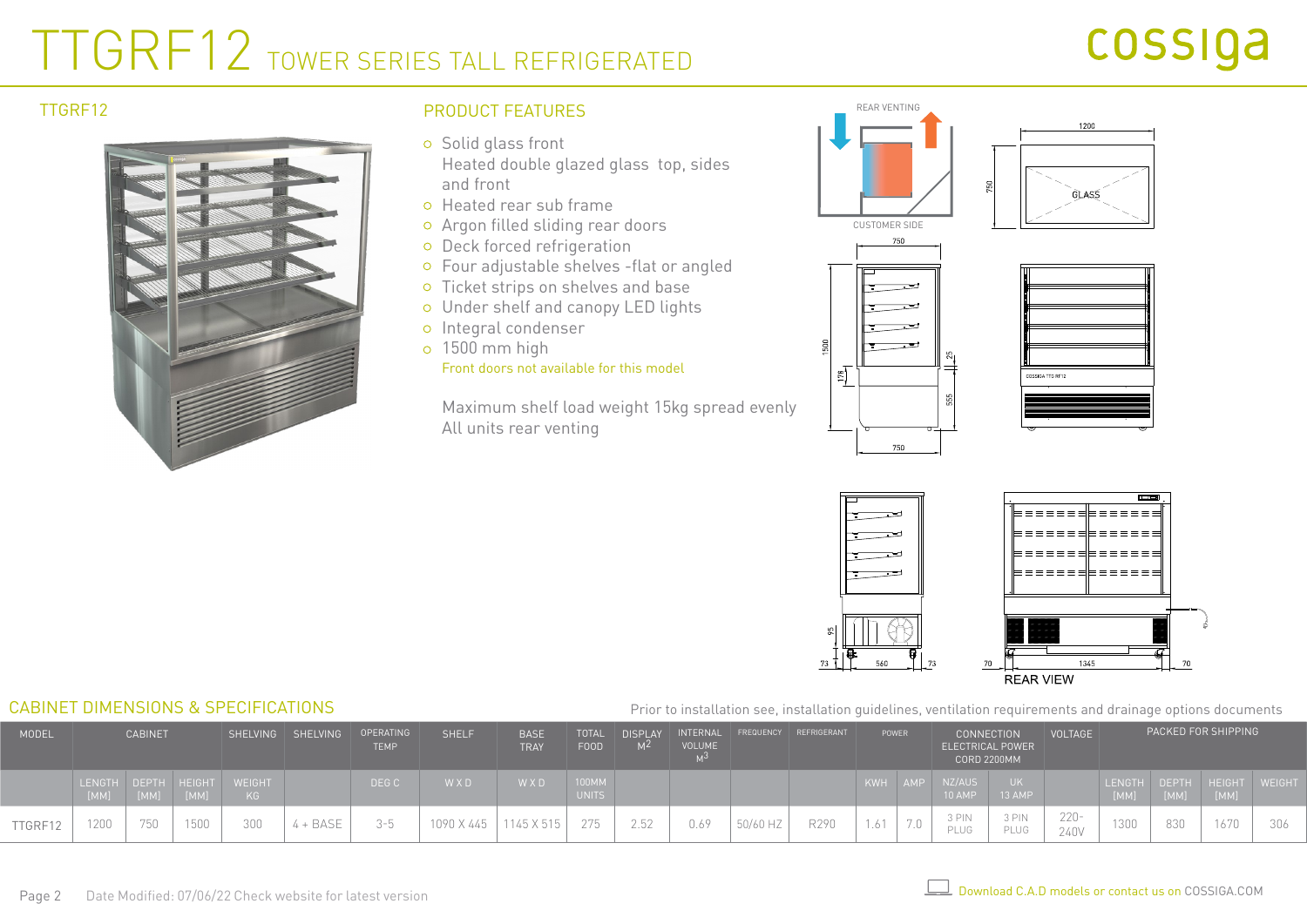# TTGRF12 TOWER SERIES TALL REFRIGERATED

cossiga

## TTGRF12

## PRODUCT FEATURES

- Solid glass front
  Heated double glazed glass top, sides and front
- Heated rear sub frame
- Argon filled sliding rear doors
- Deck forced refrigeration
- Four adjustable shelves -flat or angled
- Ticket strips on shelves and base
- Under shelf and canopy LED lights
- Integral condenser
- 1500 mm high
  Front doors not available for this model

Maximum shelf load weight 15kg spread evenly
All units rear venting

REAR VENTING

CUSTOMER SIDE

1200

750

GLASS

750

1500

25

178

555

750

COSSIGA TTG RF12

95

73

560

73

70

1345

70

REAR VIEW

## CABINET DIMENSIONS & SPECIFICATIONS

Prior to installation see, installation guidelines, ventilation requirements and drainage options documents

| MODEL | CABINET | | | | SHELVING | OPERATING TEMP | SHELF | BASE TRAY | TOTAL FOOD | DISPLAY $M^2$ | INTERNAL VOLUME $M^3$ | FREQUENCY | REFRIGERANT | POWER | | CONNECTION ELECTRICAL POWER CORD 2200MM | | VOLTAGE | PACKED FOR SHIPPING | | | |
|---|---|---|---|---|---|---|---|---|---|---|---|---|---|---|---|---|---|---|---|---|---|---|
| | LENGTH [MM] | DEPTH [MM] | HEIGHT [MM] | SHELVING WEIGHT KG | | DEG C | W X D | W X D | 100MM UNITS | | | | | KWH | AMP | NZ/AUS 10 AMP | UK 13 AMP | | LENGTH [MM] | DEPTH [MM] | HEIGHT [MM] | WEIGHT |
| TTGRF12 | 1200 | 750 | 1500 | 300 | 4 + BASE | 3-5 | 1090 X 445 | 1145 X 515 | 275 | 2.52 | 0.69 | 50/60 HZ | R290 | 1.61 | 7.0 | 3 PIN PLUG | 3 PIN PLUG | 220-240V | 1300 | 830 | 1670 | 306 |

Date Modified: 07/06/22 Check website for latest version

Download C.A.D models or contact us on COSSIGA.COM